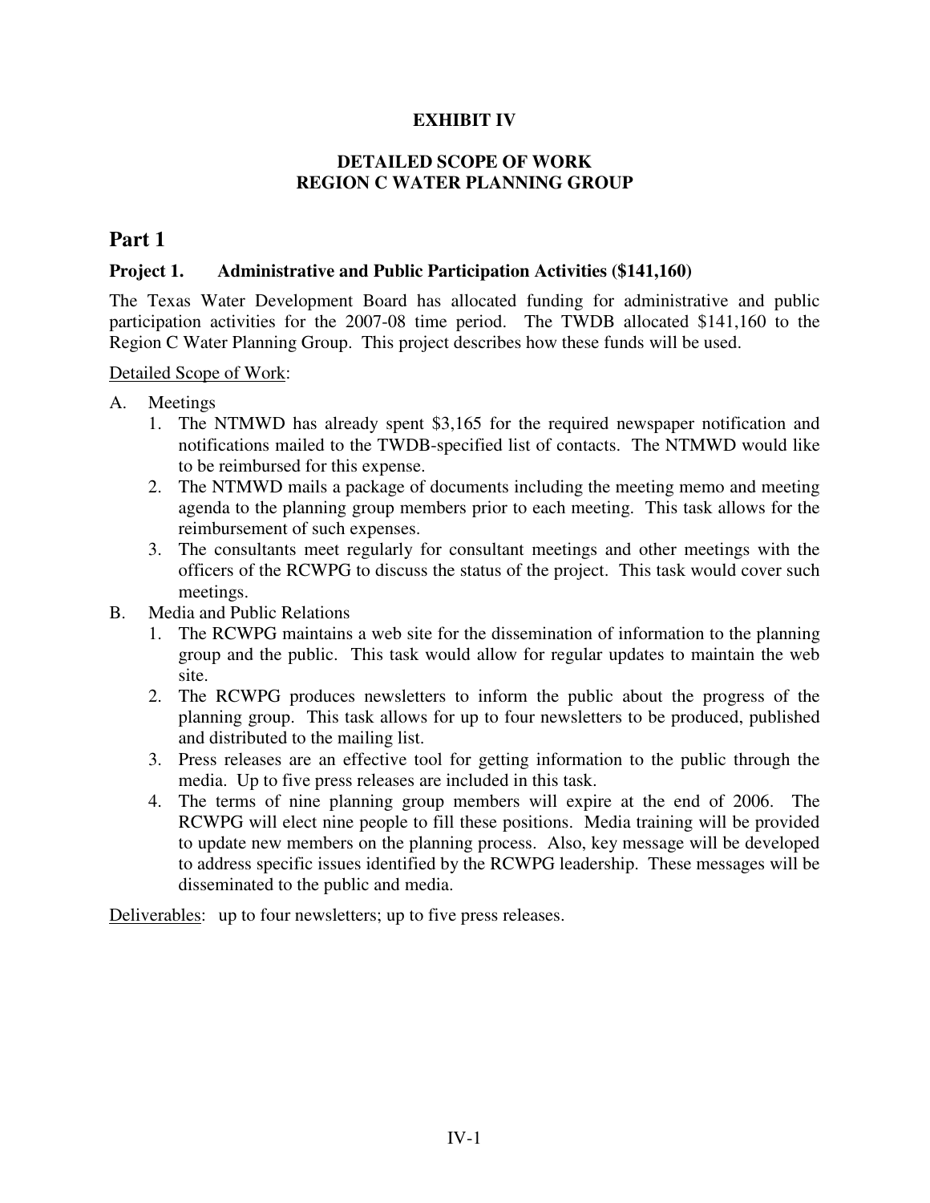**EXHIBIT IV**

**DETAILED SCOPE OF WORK**
**REGION C WATER PLANNING GROUP**

# Part 1

## Project 1. Administrative and Public Participation Activities ($141,160)

The Texas Water Development Board has allocated funding for administrative and public participation activities for the 2007-08 time period. The TWDB allocated $141,160 to the Region C Water Planning Group. This project describes how these funds will be used.

Detailed Scope of Work:

A. Meetings
   1. The NTMWD has already spent $3,165 for the required newspaper notification and notifications mailed to the TWDB-specified list of contacts. The NTMWD would like to be reimbursed for this expense.
   2. The NTMWD mails a package of documents including the meeting memo and meeting agenda to the planning group members prior to each meeting. This task allows for the reimbursement of such expenses.
   3. The consultants meet regularly for consultant meetings and other meetings with the officers of the RCWPG to discuss the status of the project. This task would cover such meetings.

B. Media and Public Relations
   1. The RCWPG maintains a web site for the dissemination of information to the planning group and the public. This task would allow for regular updates to maintain the web site.
   2. The RCWPG produces newsletters to inform the public about the progress of the planning group. This task allows for up to four newsletters to be produced, published and distributed to the mailing list.
   3. Press releases are an effective tool for getting information to the public through the media. Up to five press releases are included in this task.
   4. The terms of nine planning group members will expire at the end of 2006. The RCWPG will elect nine people to fill these positions. Media training will be provided to update new members on the planning process. Also, key message will be developed to address specific issues identified by the RCWPG leadership. These messages will be disseminated to the public and media.

Deliverables: up to four newsletters; up to five press releases.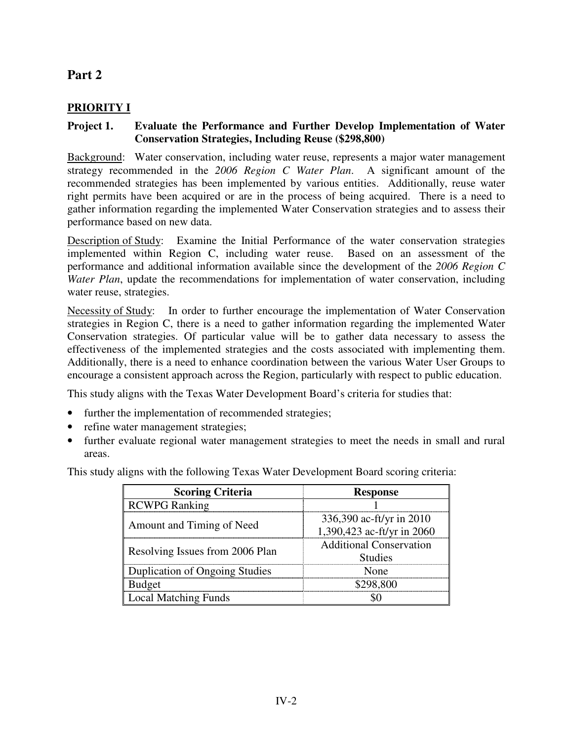# Part 2

## PRIORITY I

### Project 1. Evaluate the Performance and Further Develop Implementation of Water Conservation Strategies, Including Reuse ($298,800)

Background: Water conservation, including water reuse, represents a major water management strategy recommended in the *2006 Region C Water Plan*. A significant amount of the recommended strategies has been implemented by various entities. Additionally, reuse water right permits have been acquired or are in the process of being acquired. There is a need to gather information regarding the implemented Water Conservation strategies and to assess their performance based on new data.

Description of Study: Examine the Initial Performance of the water conservation strategies implemented within Region C, including water reuse. Based on an assessment of the performance and additional information available since the development of the *2006 Region C Water Plan*, update the recommendations for implementation of water conservation, including water reuse, strategies.

Necessity of Study: In order to further encourage the implementation of Water Conservation strategies in Region C, there is a need to gather information regarding the implemented Water Conservation strategies. Of particular value will be to gather data necessary to assess the effectiveness of the implemented strategies and the costs associated with implementing them. Additionally, there is a need to enhance coordination between the various Water User Groups to encourage a consistent approach across the Region, particularly with respect to public education.

This study aligns with the Texas Water Development Board's criteria for studies that:

- further the implementation of recommended strategies;
- refine water management strategies;
- further evaluate regional water management strategies to meet the needs in small and rural areas.

This study aligns with the following Texas Water Development Board scoring criteria:

| Scoring Criteria | Response |
|---|---|
| RCWPG Ranking | 1 |
| Amount and Timing of Need | 336,390 ac-ft/yr in 2010<br>1,390,423 ac-ft/yr in 2060 |
| Resolving Issues from 2006 Plan | Additional Conservation Studies |
| Duplication of Ongoing Studies | None |
| Budget | $298,800 |
| Local Matching Funds | $0 |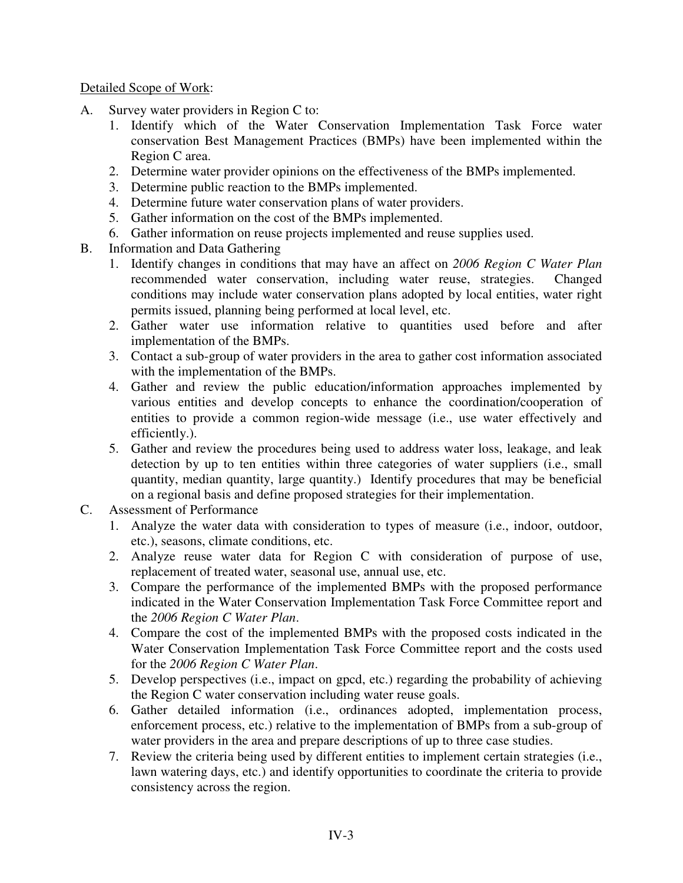Detailed Scope of Work:

A. Survey water providers in Region C to:
   1. Identify which of the Water Conservation Implementation Task Force water conservation Best Management Practices (BMPs) have been implemented within the Region C area.
   2. Determine water provider opinions on the effectiveness of the BMPs implemented.
   3. Determine public reaction to the BMPs implemented.
   4. Determine future water conservation plans of water providers.
   5. Gather information on the cost of the BMPs implemented.
   6. Gather information on reuse projects implemented and reuse supplies used.
B. Information and Data Gathering
   1. Identify changes in conditions that may have an affect on *2006 Region C Water Plan* recommended water conservation, including water reuse, strategies. Changed conditions may include water conservation plans adopted by local entities, water right permits issued, planning being performed at local level, etc.
   2. Gather water use information relative to quantities used before and after implementation of the BMPs.
   3. Contact a sub-group of water providers in the area to gather cost information associated with the implementation of the BMPs.
   4. Gather and review the public education/information approaches implemented by various entities and develop concepts to enhance the coordination/cooperation of entities to provide a common region-wide message (i.e., use water effectively and efficiently.).
   5. Gather and review the procedures being used to address water loss, leakage, and leak detection by up to ten entities within three categories of water suppliers (i.e., small quantity, median quantity, large quantity.) Identify procedures that may be beneficial on a regional basis and define proposed strategies for their implementation.
C. Assessment of Performance
   1. Analyze the water data with consideration to types of measure (i.e., indoor, outdoor, etc.), seasons, climate conditions, etc.
   2. Analyze reuse water data for Region C with consideration of purpose of use, replacement of treated water, seasonal use, annual use, etc.
   3. Compare the performance of the implemented BMPs with the proposed performance indicated in the Water Conservation Implementation Task Force Committee report and the *2006 Region C Water Plan*.
   4. Compare the cost of the implemented BMPs with the proposed costs indicated in the Water Conservation Implementation Task Force Committee report and the costs used for the *2006 Region C Water Plan*.
   5. Develop perspectives (i.e., impact on gpcd, etc.) regarding the probability of achieving the Region C water conservation including water reuse goals.
   6. Gather detailed information (i.e., ordinances adopted, implementation process, enforcement process, etc.) relative to the implementation of BMPs from a sub-group of water providers in the area and prepare descriptions of up to three case studies.
   7. Review the criteria being used by different entities to implement certain strategies (i.e., lawn watering days, etc.) and identify opportunities to coordinate the criteria to provide consistency across the region.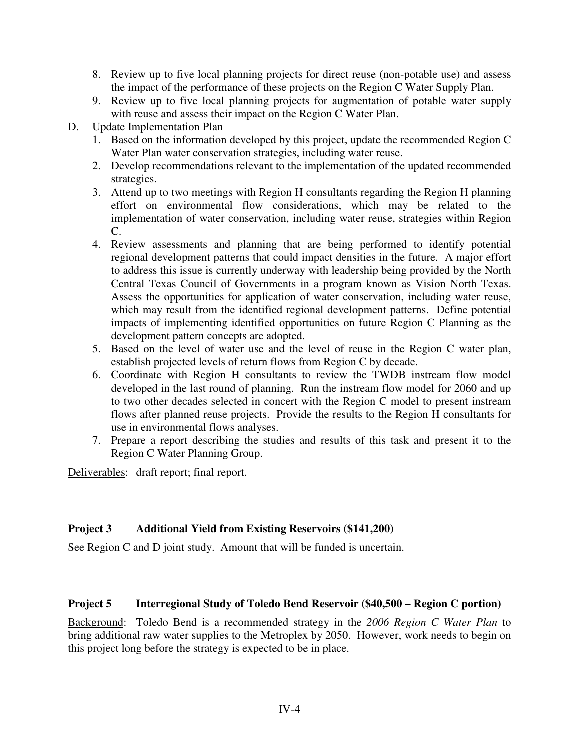8. Review up to five local planning projects for direct reuse (non-potable use) and assess the impact of the performance of these projects on the Region C Water Supply Plan.
9. Review up to five local planning projects for augmentation of potable water supply with reuse and assess their impact on the Region C Water Plan.

D. Update Implementation Plan

1. Based on the information developed by this project, update the recommended Region C Water Plan water conservation strategies, including water reuse.
2. Develop recommendations relevant to the implementation of the updated recommended strategies.
3. Attend up to two meetings with Region H consultants regarding the Region H planning effort on environmental flow considerations, which may be related to the implementation of water conservation, including water reuse, strategies within Region C.
4. Review assessments and planning that are being performed to identify potential regional development patterns that could impact densities in the future. A major effort to address this issue is currently underway with leadership being provided by the North Central Texas Council of Governments in a program known as Vision North Texas. Assess the opportunities for application of water conservation, including water reuse, which may result from the identified regional development patterns. Define potential impacts of implementing identified opportunities on future Region C Planning as the development pattern concepts are adopted.
5. Based on the level of water use and the level of reuse in the Region C water plan, establish projected levels of return flows from Region C by decade.
6. Coordinate with Region H consultants to review the TWDB instream flow model developed in the last round of planning. Run the instream flow model for 2060 and up to two other decades selected in concert with the Region C model to present instream flows after planned reuse projects. Provide the results to the Region H consultants for use in environmental flows analyses.
7. Prepare a report describing the studies and results of this task and present it to the Region C Water Planning Group.

<u>Deliverables</u>: draft report; final report.

**Project 3 Additional Yield from Existing Reservoirs ($141,200)**

See Region C and D joint study. Amount that will be funded is uncertain.

**Project 5 Interregional Study of Toledo Bend Reservoir ($40,500 – Region C portion)**

<u>Background</u>: Toledo Bend is a recommended strategy in the *2006 Region C Water Plan* to bring additional raw water supplies to the Metroplex by 2050. However, work needs to begin on this project long before the strategy is expected to be in place.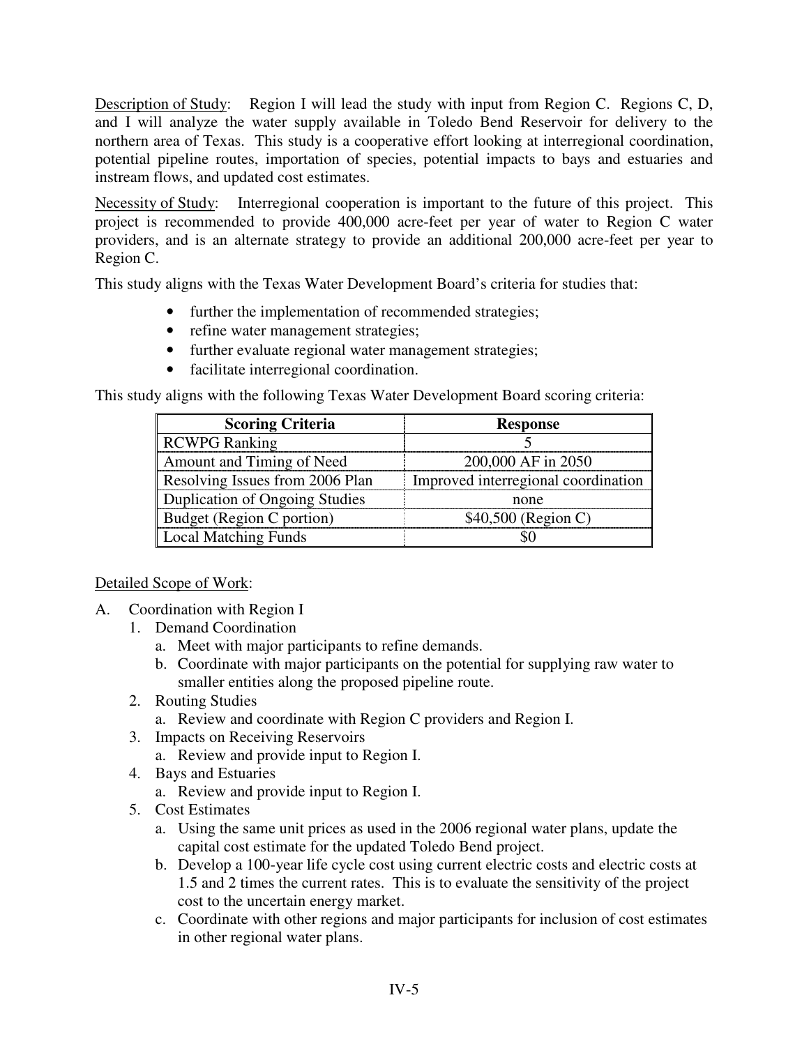Description of Study: Region I will lead the study with input from Region C. Regions C, D, and I will analyze the water supply available in Toledo Bend Reservoir for delivery to the northern area of Texas. This study is a cooperative effort looking at interregional coordination, potential pipeline routes, importation of species, potential impacts to bays and estuaries and instream flows, and updated cost estimates.

Necessity of Study: Interregional cooperation is important to the future of this project. This project is recommended to provide 400,000 acre-feet per year of water to Region C water providers, and is an alternate strategy to provide an additional 200,000 acre-feet per year to Region C.

This study aligns with the Texas Water Development Board's criteria for studies that:

- further the implementation of recommended strategies;
- refine water management strategies;
- further evaluate regional water management strategies;
- facilitate interregional coordination.

This study aligns with the following Texas Water Development Board scoring criteria:

| Scoring Criteria | Response |
|---|---|
| RCWPG Ranking | 5 |
| Amount and Timing of Need | 200,000 AF in 2050 |
| Resolving Issues from 2006 Plan | Improved interregional coordination |
| Duplication of Ongoing Studies | none |
| Budget (Region C portion) | $40,500 (Region C) |
| Local Matching Funds | $0 |

Detailed Scope of Work:

A. Coordination with Region I
   1. Demand Coordination
      a. Meet with major participants to refine demands.
      b. Coordinate with major participants on the potential for supplying raw water to smaller entities along the proposed pipeline route.
   2. Routing Studies
      a. Review and coordinate with Region C providers and Region I.
   3. Impacts on Receiving Reservoirs
      a. Review and provide input to Region I.
   4. Bays and Estuaries
      a. Review and provide input to Region I.
   5. Cost Estimates
      a. Using the same unit prices as used in the 2006 regional water plans, update the capital cost estimate for the updated Toledo Bend project.
      b. Develop a 100-year life cycle cost using current electric costs and electric costs at 1.5 and 2 times the current rates. This is to evaluate the sensitivity of the project cost to the uncertain energy market.
      c. Coordinate with other regions and major participants for inclusion of cost estimates in other regional water plans.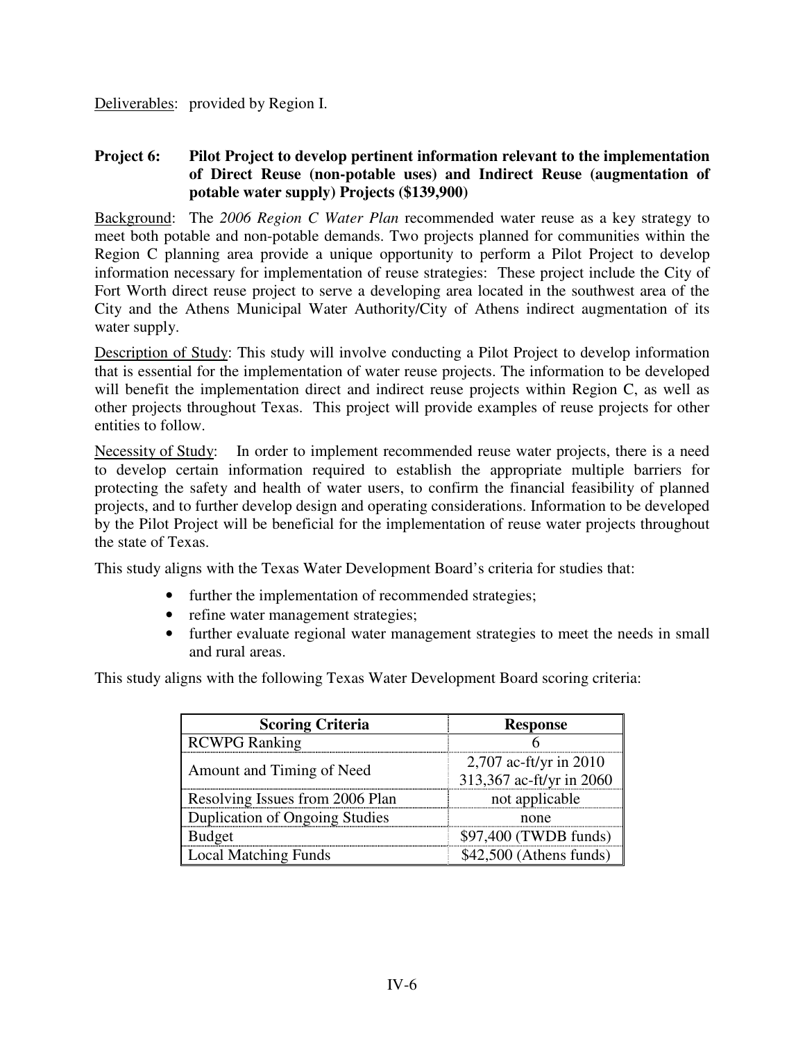Deliverables: provided by Region I.

**Project 6: Pilot Project to develop pertinent information relevant to the implementation of Direct Reuse (non-potable uses) and Indirect Reuse (augmentation of potable water supply) Projects ($139,900)**

Background: The *2006 Region C Water Plan* recommended water reuse as a key strategy to meet both potable and non-potable demands. Two projects planned for communities within the Region C planning area provide a unique opportunity to perform a Pilot Project to develop information necessary for implementation of reuse strategies: These project include the City of Fort Worth direct reuse project to serve a developing area located in the southwest area of the City and the Athens Municipal Water Authority/City of Athens indirect augmentation of its water supply.

Description of Study: This study will involve conducting a Pilot Project to develop information that is essential for the implementation of water reuse projects. The information to be developed will benefit the implementation direct and indirect reuse projects within Region C, as well as other projects throughout Texas. This project will provide examples of reuse projects for other entities to follow.

Necessity of Study: In order to implement recommended reuse water projects, there is a need to develop certain information required to establish the appropriate multiple barriers for protecting the safety and health of water users, to confirm the financial feasibility of planned projects, and to further develop design and operating considerations. Information to be developed by the Pilot Project will be beneficial for the implementation of reuse water projects throughout the state of Texas.

This study aligns with the Texas Water Development Board's criteria for studies that:

- further the implementation of recommended strategies;
- refine water management strategies;
- further evaluate regional water management strategies to meet the needs in small and rural areas.

This study aligns with the following Texas Water Development Board scoring criteria:

| Scoring Criteria | Response |
|---|---|
| RCWPG Ranking | 6 |
| Amount and Timing of Need | 2,707 ac-ft/yr in 2010<br>313,367 ac-ft/yr in 2060 |
| Resolving Issues from 2006 Plan | not applicable |
| Duplication of Ongoing Studies | none |
| Budget | $97,400 (TWDB funds) |
| Local Matching Funds | $42,500 (Athens funds) |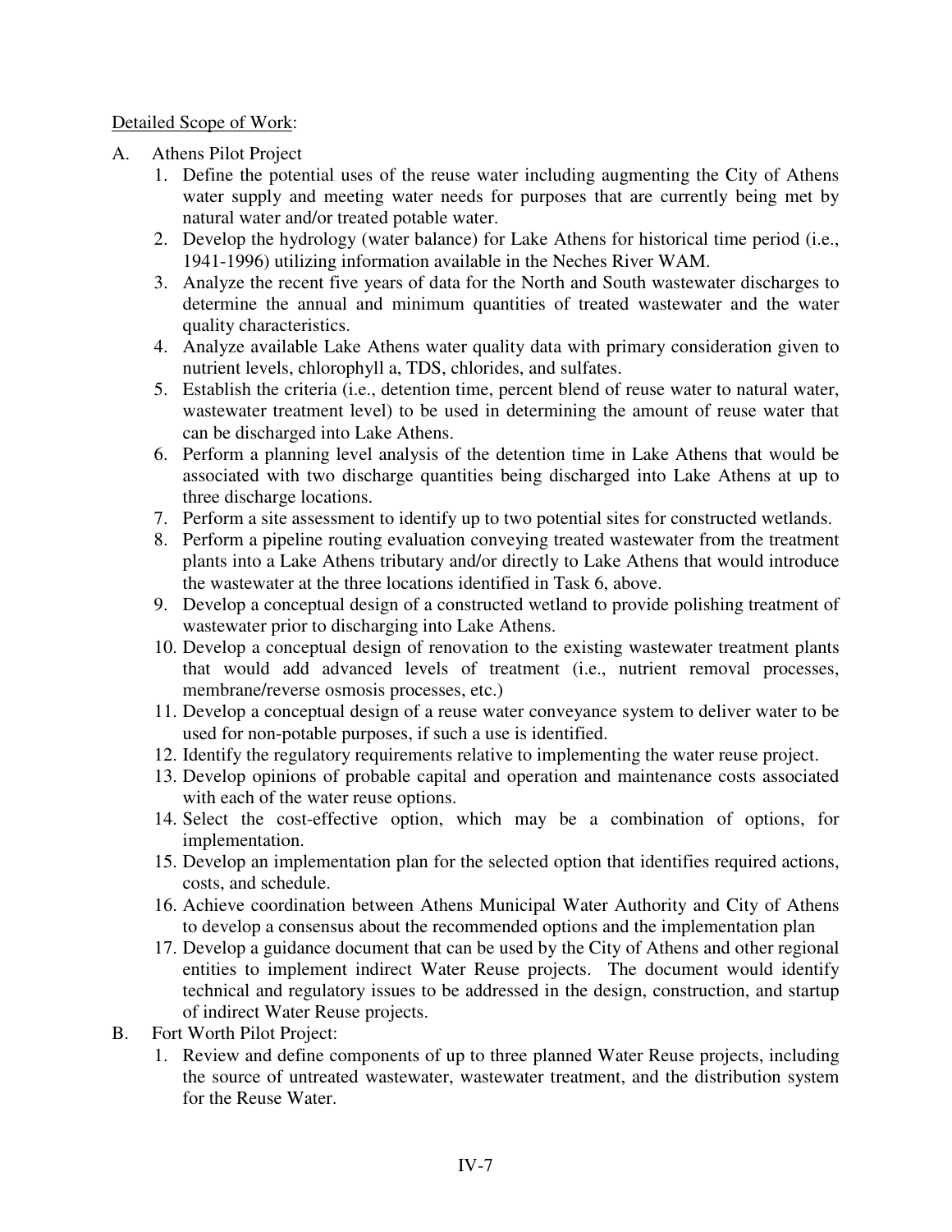Detailed Scope of Work:

A. Athens Pilot Project

1. Define the potential uses of the reuse water including augmenting the City of Athens water supply and meeting water needs for purposes that are currently being met by natural water and/or treated potable water.
2. Develop the hydrology (water balance) for Lake Athens for historical time period (i.e., 1941-1996) utilizing information available in the Neches River WAM.
3. Analyze the recent five years of data for the North and South wastewater discharges to determine the annual and minimum quantities of treated wastewater and the water quality characteristics.
4. Analyze available Lake Athens water quality data with primary consideration given to nutrient levels, chlorophyll a, TDS, chlorides, and sulfates.
5. Establish the criteria (i.e., detention time, percent blend of reuse water to natural water, wastewater treatment level) to be used in determining the amount of reuse water that can be discharged into Lake Athens.
6. Perform a planning level analysis of the detention time in Lake Athens that would be associated with two discharge quantities being discharged into Lake Athens at up to three discharge locations.
7. Perform a site assessment to identify up to two potential sites for constructed wetlands.
8. Perform a pipeline routing evaluation conveying treated wastewater from the treatment plants into a Lake Athens tributary and/or directly to Lake Athens that would introduce the wastewater at the three locations identified in Task 6, above.
9. Develop a conceptual design of a constructed wetland to provide polishing treatment of wastewater prior to discharging into Lake Athens.
10. Develop a conceptual design of renovation to the existing wastewater treatment plants that would add advanced levels of treatment (i.e., nutrient removal processes, membrane/reverse osmosis processes, etc.)
11. Develop a conceptual design of a reuse water conveyance system to deliver water to be used for non-potable purposes, if such a use is identified.
12. Identify the regulatory requirements relative to implementing the water reuse project.
13. Develop opinions of probable capital and operation and maintenance costs associated with each of the water reuse options.
14. Select the cost-effective option, which may be a combination of options, for implementation.
15. Develop an implementation plan for the selected option that identifies required actions, costs, and schedule.
16. Achieve coordination between Athens Municipal Water Authority and City of Athens to develop a consensus about the recommended options and the implementation plan
17. Develop a guidance document that can be used by the City of Athens and other regional entities to implement indirect Water Reuse projects. The document would identify technical and regulatory issues to be addressed in the design, construction, and startup of indirect Water Reuse projects.

B. Fort Worth Pilot Project:

1. Review and define components of up to three planned Water Reuse projects, including the source of untreated wastewater, wastewater treatment, and the distribution system for the Reuse Water.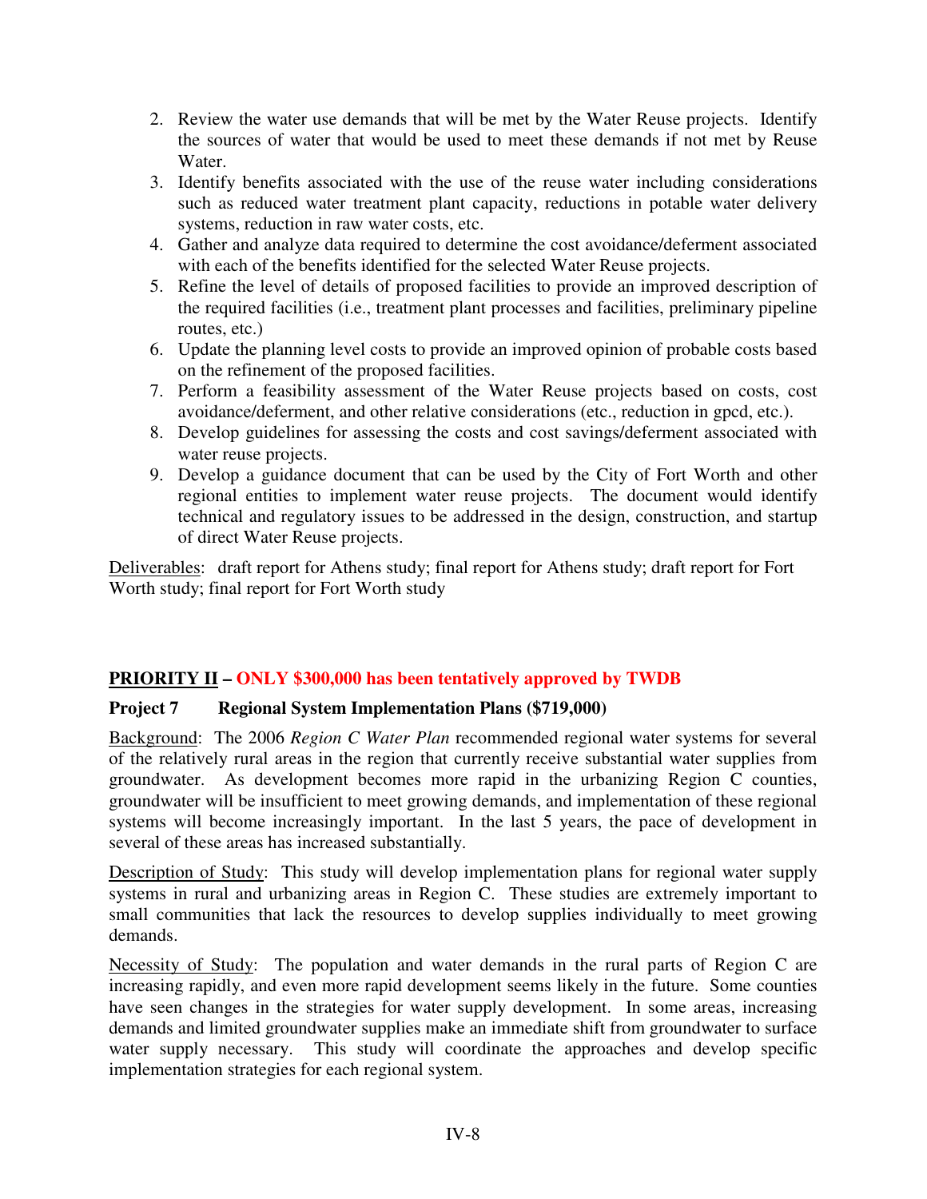2. Review the water use demands that will be met by the Water Reuse projects. Identify the sources of water that would be used to meet these demands if not met by Reuse Water.
3. Identify benefits associated with the use of the reuse water including considerations such as reduced water treatment plant capacity, reductions in potable water delivery systems, reduction in raw water costs, etc.
4. Gather and analyze data required to determine the cost avoidance/deferment associated with each of the benefits identified for the selected Water Reuse projects.
5. Refine the level of details of proposed facilities to provide an improved description of the required facilities (i.e., treatment plant processes and facilities, preliminary pipeline routes, etc.)
6. Update the planning level costs to provide an improved opinion of probable costs based on the refinement of the proposed facilities.
7. Perform a feasibility assessment of the Water Reuse projects based on costs, cost avoidance/deferment, and other relative considerations (etc., reduction in gpcd, etc.).
8. Develop guidelines for assessing the costs and cost savings/deferment associated with water reuse projects.
9. Develop a guidance document that can be used by the City of Fort Worth and other regional entities to implement water reuse projects. The document would identify technical and regulatory issues to be addressed in the design, construction, and startup of direct Water Reuse projects.

Deliverables: draft report for Athens study; final report for Athens study; draft report for Fort Worth study; final report for Fort Worth study

**PRIORITY II – ONLY $300,000 has been tentatively approved by TWDB**

**Project 7 Regional System Implementation Plans ($719,000)**

Background: The 2006 *Region C Water Plan* recommended regional water systems for several of the relatively rural areas in the region that currently receive substantial water supplies from groundwater. As development becomes more rapid in the urbanizing Region C counties, groundwater will be insufficient to meet growing demands, and implementation of these regional systems will become increasingly important. In the last 5 years, the pace of development in several of these areas has increased substantially.

Description of Study: This study will develop implementation plans for regional water supply systems in rural and urbanizing areas in Region C. These studies are extremely important to small communities that lack the resources to develop supplies individually to meet growing demands.

Necessity of Study: The population and water demands in the rural parts of Region C are increasing rapidly, and even more rapid development seems likely in the future. Some counties have seen changes in the strategies for water supply development. In some areas, increasing demands and limited groundwater supplies make an immediate shift from groundwater to surface water supply necessary. This study will coordinate the approaches and develop specific implementation strategies for each regional system.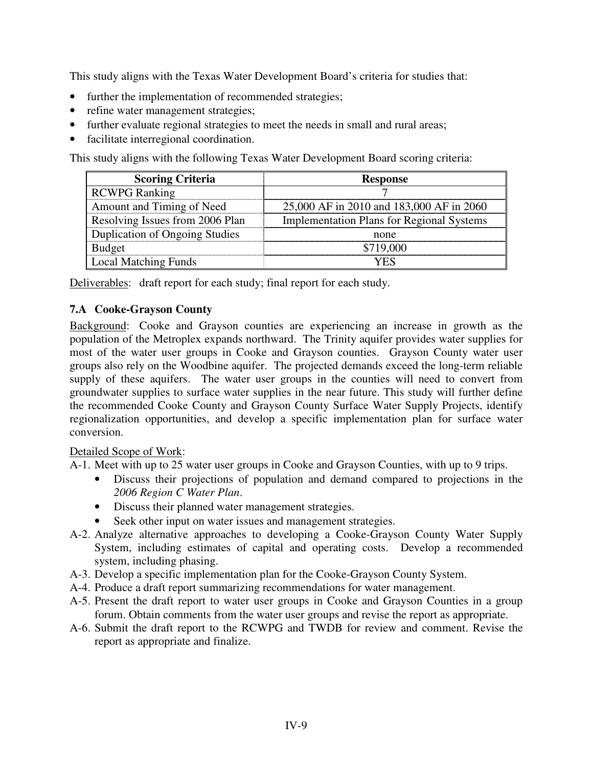This study aligns with the Texas Water Development Board's criteria for studies that:

- further the implementation of recommended strategies;
- refine water management strategies;
- further evaluate regional strategies to meet the needs in small and rural areas;
- facilitate interregional coordination.

This study aligns with the following Texas Water Development Board scoring criteria:

| Scoring Criteria | Response |
| --- | --- |
| RCWPG Ranking | 7 |
| Amount and Timing of Need | 25,000 AF in 2010 and 183,000 AF in 2060 |
| Resolving Issues from 2006 Plan | Implementation Plans for Regional Systems |
| Duplication of Ongoing Studies | none |
| Budget | $719,000 |
| Local Matching Funds | YES |

Deliverables: draft report for each study; final report for each study.

### 7.A Cooke-Grayson County

Background: Cooke and Grayson counties are experiencing an increase in growth as the population of the Metroplex expands northward. The Trinity aquifer provides water supplies for most of the water user groups in Cooke and Grayson counties. Grayson County water user groups also rely on the Woodbine aquifer. The projected demands exceed the long-term reliable supply of these aquifers. The water user groups in the counties will need to convert from groundwater supplies to surface water supplies in the near future. This study will further define the recommended Cooke County and Grayson County Surface Water Supply Projects, identify regionalization opportunities, and develop a specific implementation plan for surface water conversion.

Detailed Scope of Work:

A-1. Meet with up to 25 water user groups in Cooke and Grayson Counties, with up to 9 trips.
   - Discuss their projections of population and demand compared to projections in the *2006 Region C Water Plan*.
   - Discuss their planned water management strategies.
   - Seek other input on water issues and management strategies.

A-2. Analyze alternative approaches to developing a Cooke-Grayson County Water Supply System, including estimates of capital and operating costs. Develop a recommended system, including phasing.

A-3. Develop a specific implementation plan for the Cooke-Grayson County System.

A-4. Produce a draft report summarizing recommendations for water management.

A-5. Present the draft report to water user groups in Cooke and Grayson Counties in a group forum. Obtain comments from the water user groups and revise the report as appropriate.

A-6. Submit the draft report to the RCWPG and TWDB for review and comment. Revise the report as appropriate and finalize.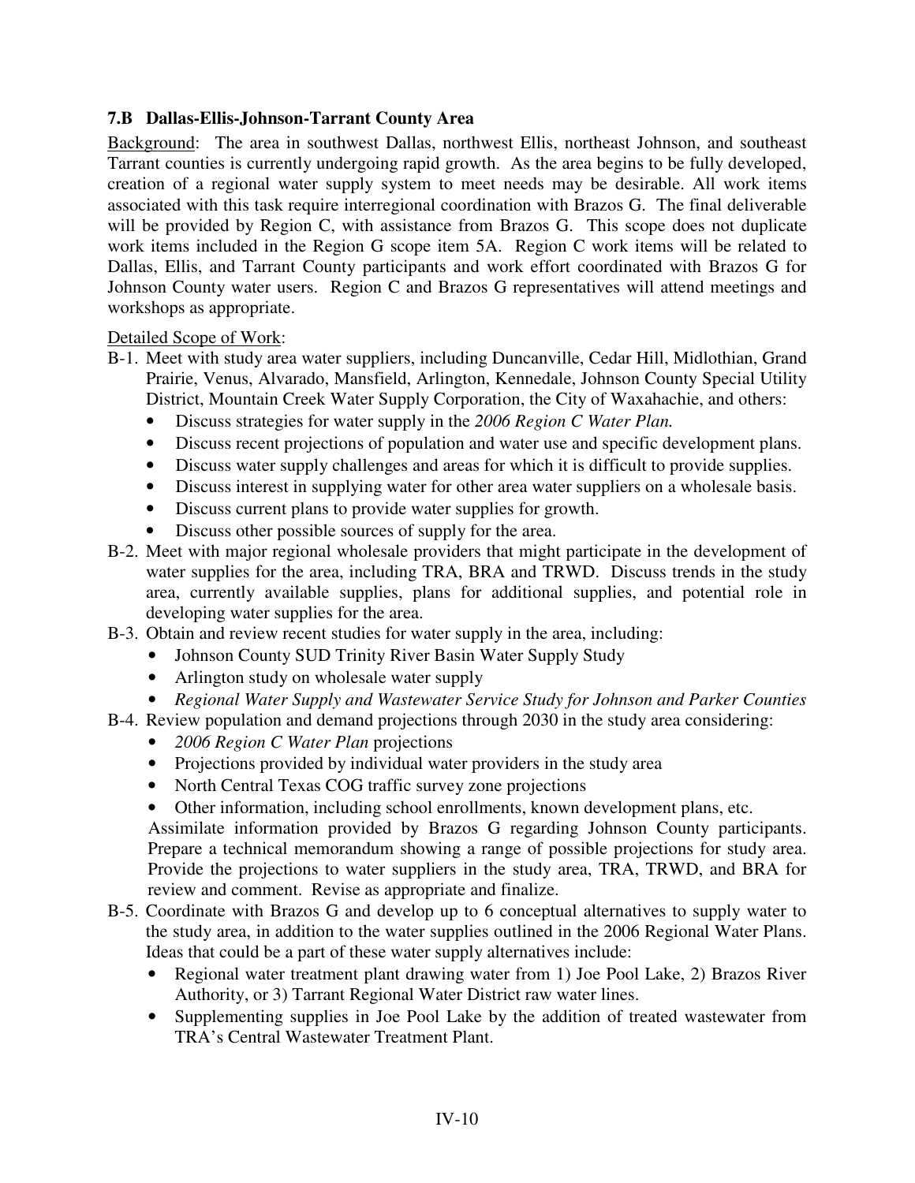### 7.B Dallas-Ellis-Johnson-Tarrant County Area

Background: The area in southwest Dallas, northwest Ellis, northeast Johnson, and southeast Tarrant counties is currently undergoing rapid growth. As the area begins to be fully developed, creation of a regional water supply system to meet needs may be desirable. All work items associated with this task require interregional coordination with Brazos G. The final deliverable will be provided by Region C, with assistance from Brazos G. This scope does not duplicate work items included in the Region G scope item 5A. Region C work items will be related to Dallas, Ellis, and Tarrant County participants and work effort coordinated with Brazos G for Johnson County water users. Region C and Brazos G representatives will attend meetings and workshops as appropriate.

Detailed Scope of Work:

B-1. Meet with study area water suppliers, including Duncanville, Cedar Hill, Midlothian, Grand Prairie, Venus, Alvarado, Mansfield, Arlington, Kennedale, Johnson County Special Utility District, Mountain Creek Water Supply Corporation, the City of Waxahachie, and others:
- Discuss strategies for water supply in the *2006 Region C Water Plan.*
- Discuss recent projections of population and water use and specific development plans.
- Discuss water supply challenges and areas for which it is difficult to provide supplies.
- Discuss interest in supplying water for other area water suppliers on a wholesale basis.
- Discuss current plans to provide water supplies for growth.
- Discuss other possible sources of supply for the area.

B-2. Meet with major regional wholesale providers that might participate in the development of water supplies for the area, including TRA, BRA and TRWD. Discuss trends in the study area, currently available supplies, plans for additional supplies, and potential role in developing water supplies for the area.

B-3. Obtain and review recent studies for water supply in the area, including:
- Johnson County SUD Trinity River Basin Water Supply Study
- Arlington study on wholesale water supply
- *Regional Water Supply and Wastewater Service Study for Johnson and Parker Counties*

B-4. Review population and demand projections through 2030 in the study area considering:
- *2006 Region C Water Plan* projections
- Projections provided by individual water providers in the study area
- North Central Texas COG traffic survey zone projections
- Other information, including school enrollments, known development plans, etc.

Assimilate information provided by Brazos G regarding Johnson County participants. Prepare a technical memorandum showing a range of possible projections for study area. Provide the projections to water suppliers in the study area, TRA, TRWD, and BRA for review and comment. Revise as appropriate and finalize.

B-5. Coordinate with Brazos G and develop up to 6 conceptual alternatives to supply water to the study area, in addition to the water supplies outlined in the 2006 Regional Water Plans. Ideas that could be a part of these water supply alternatives include:
- Regional water treatment plant drawing water from 1) Joe Pool Lake, 2) Brazos River Authority, or 3) Tarrant Regional Water District raw water lines.
- Supplementing supplies in Joe Pool Lake by the addition of treated wastewater from TRA's Central Wastewater Treatment Plant.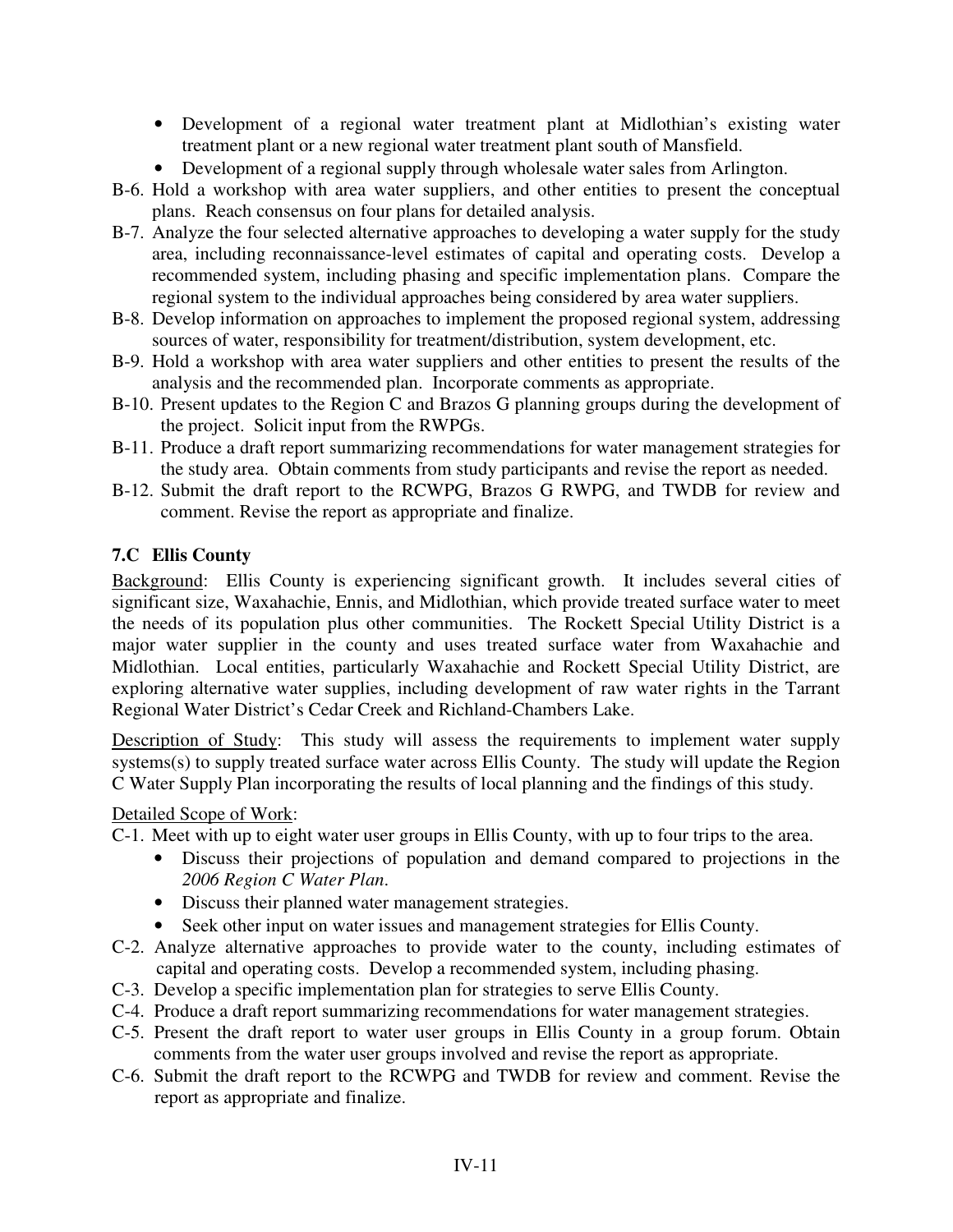- Development of a regional water treatment plant at Midlothian's existing water treatment plant or a new regional water treatment plant south of Mansfield.
- Development of a regional supply through wholesale water sales from Arlington.

B-6. Hold a workshop with area water suppliers, and other entities to present the conceptual plans. Reach consensus on four plans for detailed analysis.

B-7. Analyze the four selected alternative approaches to developing a water supply for the study area, including reconnaissance-level estimates of capital and operating costs. Develop a recommended system, including phasing and specific implementation plans. Compare the regional system to the individual approaches being considered by area water suppliers.

B-8. Develop information on approaches to implement the proposed regional system, addressing sources of water, responsibility for treatment/distribution, system development, etc.

B-9. Hold a workshop with area water suppliers and other entities to present the results of the analysis and the recommended plan. Incorporate comments as appropriate.

B-10. Present updates to the Region C and Brazos G planning groups during the development of the project. Solicit input from the RWPGs.

B-11. Produce a draft report summarizing recommendations for water management strategies for the study area. Obtain comments from study participants and revise the report as needed.

B-12. Submit the draft report to the RCWPG, Brazos G RWPG, and TWDB for review and comment. Revise the report as appropriate and finalize.

### 7.C Ellis County

Background: Ellis County is experiencing significant growth. It includes several cities of significant size, Waxahachie, Ennis, and Midlothian, which provide treated surface water to meet the needs of its population plus other communities. The Rockett Special Utility District is a major water supplier in the county and uses treated surface water from Waxahachie and Midlothian. Local entities, particularly Waxahachie and Rockett Special Utility District, are exploring alternative water supplies, including development of raw water rights in the Tarrant Regional Water District's Cedar Creek and Richland-Chambers Lake.

Description of Study: This study will assess the requirements to implement water supply systems(s) to supply treated surface water across Ellis County. The study will update the Region C Water Supply Plan incorporating the results of local planning and the findings of this study.

Detailed Scope of Work:

C-1. Meet with up to eight water user groups in Ellis County, with up to four trips to the area.
- Discuss their projections of population and demand compared to projections in the *2006 Region C Water Plan*.
- Discuss their planned water management strategies.
- Seek other input on water issues and management strategies for Ellis County.

C-2. Analyze alternative approaches to provide water to the county, including estimates of capital and operating costs. Develop a recommended system, including phasing.

C-3. Develop a specific implementation plan for strategies to serve Ellis County.

C-4. Produce a draft report summarizing recommendations for water management strategies.

C-5. Present the draft report to water user groups in Ellis County in a group forum. Obtain comments from the water user groups involved and revise the report as appropriate.

C-6. Submit the draft report to the RCWPG and TWDB for review and comment. Revise the report as appropriate and finalize.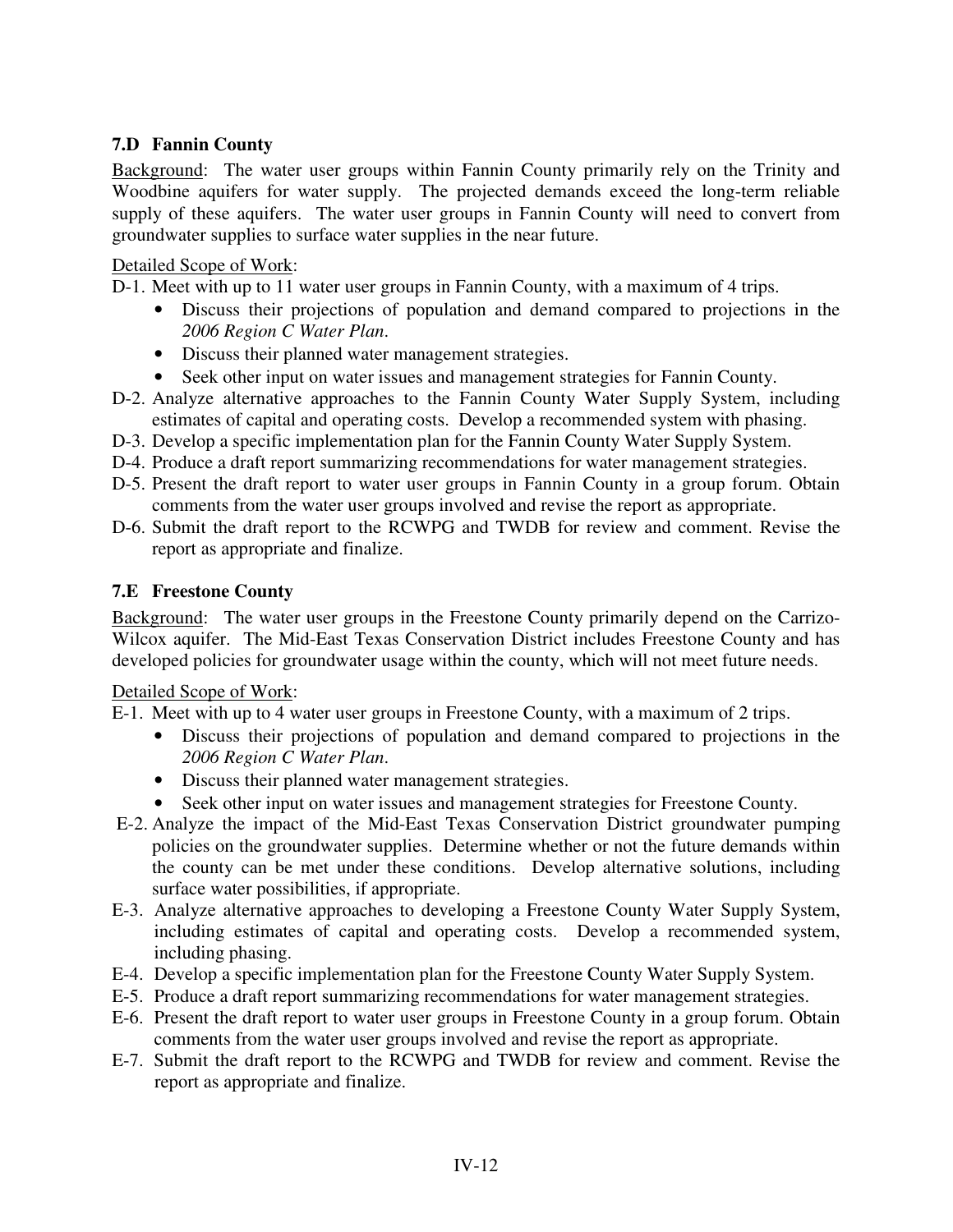### 7.D Fannin County

Background: The water user groups within Fannin County primarily rely on the Trinity and Woodbine aquifers for water supply. The projected demands exceed the long-term reliable supply of these aquifers. The water user groups in Fannin County will need to convert from groundwater supplies to surface water supplies in the near future.

Detailed Scope of Work:

D-1. Meet with up to 11 water user groups in Fannin County, with a maximum of 4 trips.
- Discuss their projections of population and demand compared to projections in the *2006 Region C Water Plan*.
- Discuss their planned water management strategies.
- Seek other input on water issues and management strategies for Fannin County.

D-2. Analyze alternative approaches to the Fannin County Water Supply System, including estimates of capital and operating costs. Develop a recommended system with phasing.

D-3. Develop a specific implementation plan for the Fannin County Water Supply System.

D-4. Produce a draft report summarizing recommendations for water management strategies.

D-5. Present the draft report to water user groups in Fannin County in a group forum. Obtain comments from the water user groups involved and revise the report as appropriate.

D-6. Submit the draft report to the RCWPG and TWDB for review and comment. Revise the report as appropriate and finalize.

### 7.E Freestone County

Background: The water user groups in the Freestone County primarily depend on the Carrizo-Wilcox aquifer. The Mid-East Texas Conservation District includes Freestone County and has developed policies for groundwater usage within the county, which will not meet future needs.

Detailed Scope of Work:

E-1. Meet with up to 4 water user groups in Freestone County, with a maximum of 2 trips.
- Discuss their projections of population and demand compared to projections in the *2006 Region C Water Plan*.
- Discuss their planned water management strategies.
- Seek other input on water issues and management strategies for Freestone County.

E-2. Analyze the impact of the Mid-East Texas Conservation District groundwater pumping policies on the groundwater supplies. Determine whether or not the future demands within the county can be met under these conditions. Develop alternative solutions, including surface water possibilities, if appropriate.

E-3. Analyze alternative approaches to developing a Freestone County Water Supply System, including estimates of capital and operating costs. Develop a recommended system, including phasing.

E-4. Develop a specific implementation plan for the Freestone County Water Supply System.

E-5. Produce a draft report summarizing recommendations for water management strategies.

E-6. Present the draft report to water user groups in Freestone County in a group forum. Obtain comments from the water user groups involved and revise the report as appropriate.

E-7. Submit the draft report to the RCWPG and TWDB for review and comment. Revise the report as appropriate and finalize.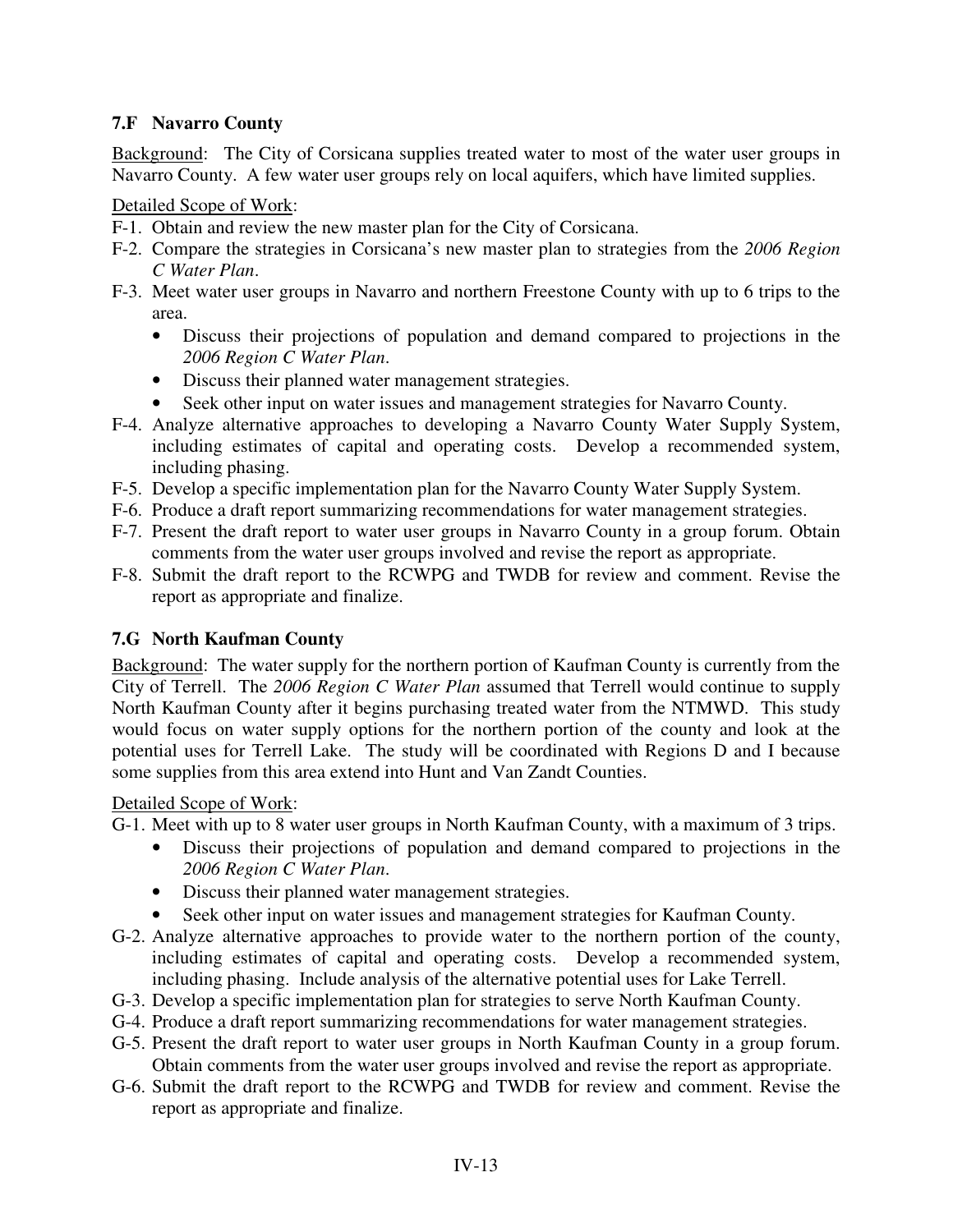### 7.F Navarro County

Background: The City of Corsicana supplies treated water to most of the water user groups in Navarro County. A few water user groups rely on local aquifers, which have limited supplies.

Detailed Scope of Work:

- F-1. Obtain and review the new master plan for the City of Corsicana.
- F-2. Compare the strategies in Corsicana's new master plan to strategies from the *2006 Region C Water Plan*.
- F-3. Meet water user groups in Navarro and northern Freestone County with up to 6 trips to the area.
  - Discuss their projections of population and demand compared to projections in the *2006 Region C Water Plan*.
  - Discuss their planned water management strategies.
  - Seek other input on water issues and management strategies for Navarro County.
- F-4. Analyze alternative approaches to developing a Navarro County Water Supply System, including estimates of capital and operating costs. Develop a recommended system, including phasing.
- F-5. Develop a specific implementation plan for the Navarro County Water Supply System.
- F-6. Produce a draft report summarizing recommendations for water management strategies.
- F-7. Present the draft report to water user groups in Navarro County in a group forum. Obtain comments from the water user groups involved and revise the report as appropriate.
- F-8. Submit the draft report to the RCWPG and TWDB for review and comment. Revise the report as appropriate and finalize.

### 7.G North Kaufman County

Background: The water supply for the northern portion of Kaufman County is currently from the City of Terrell. The *2006 Region C Water Plan* assumed that Terrell would continue to supply North Kaufman County after it begins purchasing treated water from the NTMWD. This study would focus on water supply options for the northern portion of the county and look at the potential uses for Terrell Lake. The study will be coordinated with Regions D and I because some supplies from this area extend into Hunt and Van Zandt Counties.

Detailed Scope of Work:

- G-1. Meet with up to 8 water user groups in North Kaufman County, with a maximum of 3 trips.
  - Discuss their projections of population and demand compared to projections in the *2006 Region C Water Plan*.
  - Discuss their planned water management strategies.
  - Seek other input on water issues and management strategies for Kaufman County.
- G-2. Analyze alternative approaches to provide water to the northern portion of the county, including estimates of capital and operating costs. Develop a recommended system, including phasing. Include analysis of the alternative potential uses for Lake Terrell.
- G-3. Develop a specific implementation plan for strategies to serve North Kaufman County.
- G-4. Produce a draft report summarizing recommendations for water management strategies.
- G-5. Present the draft report to water user groups in North Kaufman County in a group forum. Obtain comments from the water user groups involved and revise the report as appropriate.
- G-6. Submit the draft report to the RCWPG and TWDB for review and comment. Revise the report as appropriate and finalize.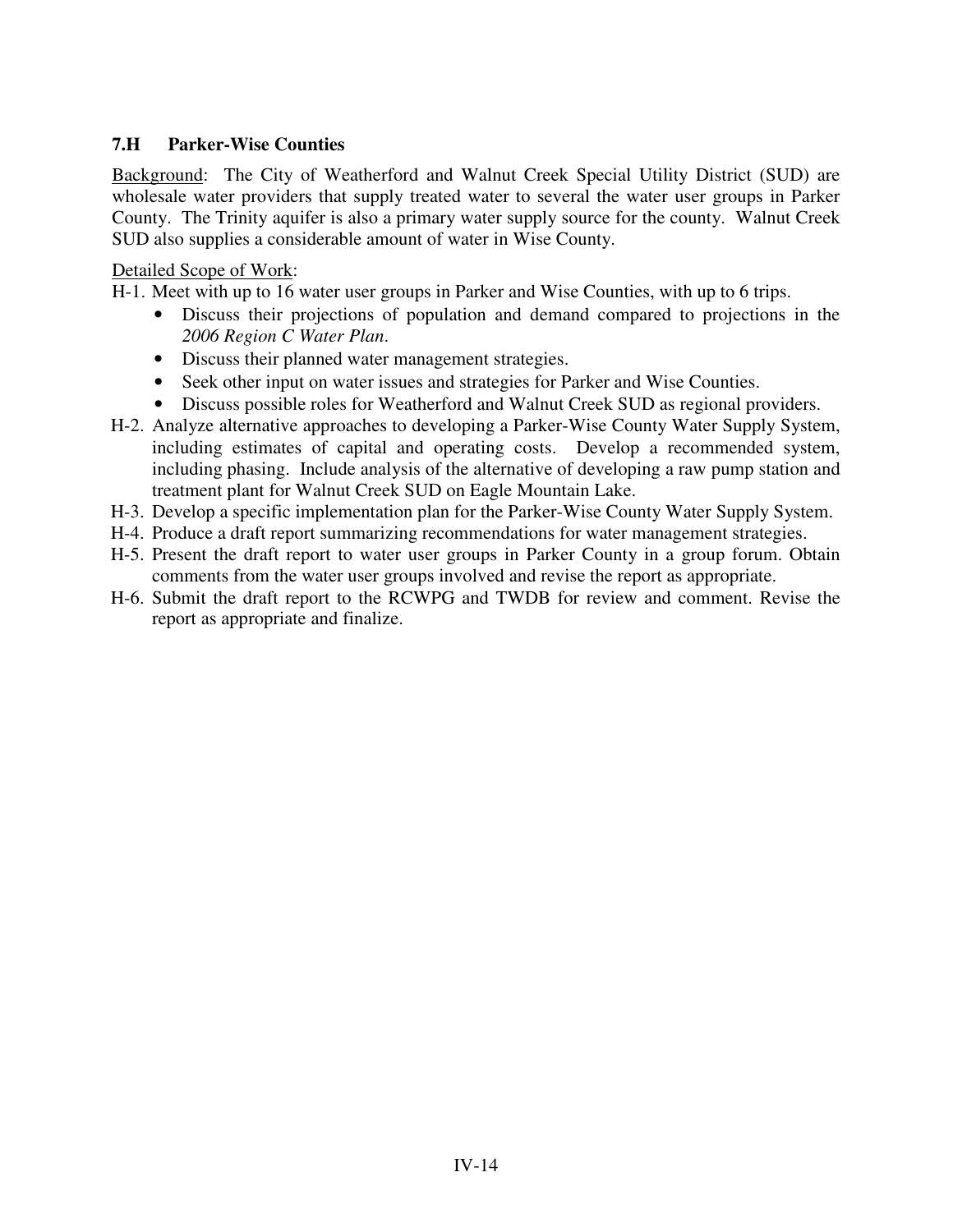### 7.H Parker-Wise Counties

Background: The City of Weatherford and Walnut Creek Special Utility District (SUD) are wholesale water providers that supply treated water to several the water user groups in Parker County. The Trinity aquifer is also a primary water supply source for the county. Walnut Creek SUD also supplies a considerable amount of water in Wise County.

Detailed Scope of Work:

H-1. Meet with up to 16 water user groups in Parker and Wise Counties, with up to 6 trips.
- Discuss their projections of population and demand compared to projections in the *2006 Region C Water Plan*.
- Discuss their planned water management strategies.
- Seek other input on water issues and strategies for Parker and Wise Counties.
- Discuss possible roles for Weatherford and Walnut Creek SUD as regional providers.

H-2. Analyze alternative approaches to developing a Parker-Wise County Water Supply System, including estimates of capital and operating costs. Develop a recommended system, including phasing. Include analysis of the alternative of developing a raw pump station and treatment plant for Walnut Creek SUD on Eagle Mountain Lake.

H-3. Develop a specific implementation plan for the Parker-Wise County Water Supply System.

H-4. Produce a draft report summarizing recommendations for water management strategies.

H-5. Present the draft report to water user groups in Parker County in a group forum. Obtain comments from the water user groups involved and revise the report as appropriate.

H-6. Submit the draft report to the RCWPG and TWDB for review and comment. Revise the report as appropriate and finalize.